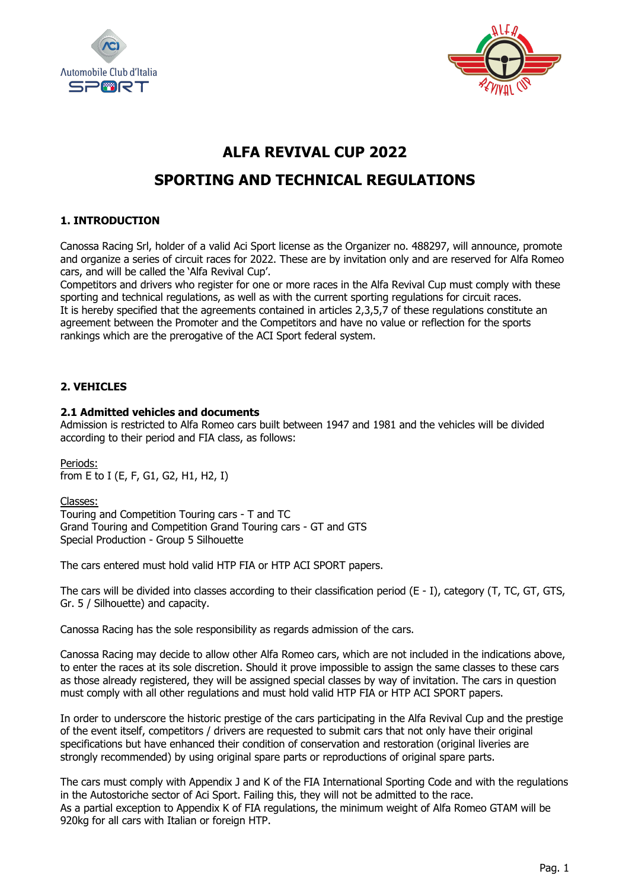# ALFA REVIVAL CUP 2022

# SPORTING AND TECHNICAL REGULATIONS

## 1. INTRODUCTION

Canossa Racing Srl, holder of a valid Aci Sport license as the Organizer no. 488297, will announce, promote and organize a series of circuit races for 2022. These are by invitation only and are reserved for Alfa Romeo cars, and will be called the 'Alfa Revival Cup'.
Competitors and drivers who register for one or more races in the Alfa Revival Cup must comply with these sporting and technical regulations, as well as with the current sporting regulations for circuit races.
It is hereby specified that the agreements contained in articles 2,3,5,7 of these regulations constitute an agreement between the Promoter and the Competitors and have no value or reflection for the sports rankings which are the prerogative of the ACI Sport federal system.

## 2. VEHICLES

### 2.1 Admitted vehicles and documents

Admission is restricted to Alfa Romeo cars built between 1947 and 1981 and the vehicles will be divided according to their period and FIA class, as follows:

Periods:
from E to I (E, F, G1, G2, H1, H2, I)

Classes:
Touring and Competition Touring cars - T and TC
Grand Touring and Competition Grand Touring cars - GT and GTS
Special Production - Group 5 Silhouette

The cars entered must hold valid HTP FIA or HTP ACI SPORT papers.

The cars will be divided into classes according to their classification period (E - I), category (T, TC, GT, GTS, Gr. 5 / Silhouette) and capacity.

Canossa Racing has the sole responsibility as regards admission of the cars.

Canossa Racing may decide to allow other Alfa Romeo cars, which are not included in the indications above, to enter the races at its sole discretion. Should it prove impossible to assign the same classes to these cars as those already registered, they will be assigned special classes by way of invitation. The cars in question must comply with all other regulations and must hold valid HTP FIA or HTP ACI SPORT papers.

In order to underscore the historic prestige of the cars participating in the Alfa Revival Cup and the prestige of the event itself, competitors / drivers are requested to submit cars that not only have their original specifications but have enhanced their condition of conservation and restoration (original liveries are strongly recommended) by using original spare parts or reproductions of original spare parts.

The cars must comply with Appendix J and K of the FIA International Sporting Code and with the regulations in the Autostoriche sector of Aci Sport. Failing this, they will not be admitted to the race.
As a partial exception to Appendix K of FIA regulations, the minimum weight of Alfa Romeo GTAM will be 920kg for all cars with Italian or foreign HTP.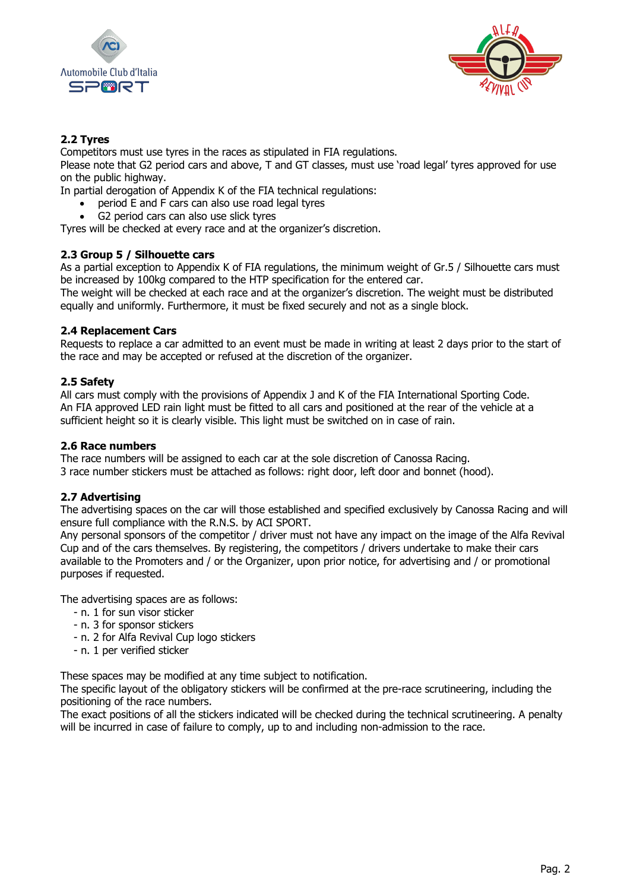### 2.2 Tyres

Competitors must use tyres in the races as stipulated in FIA regulations.
Please note that G2 period cars and above, T and GT classes, must use 'road legal' tyres approved for use on the public highway.
In partial derogation of Appendix K of the FIA technical regulations:

- period E and F cars can also use road legal tyres
- G2 period cars can also use slick tyres

Tyres will be checked at every race and at the organizer's discretion.

### 2.3 Group 5 / Silhouette cars

As a partial exception to Appendix K of FIA regulations, the minimum weight of Gr.5 / Silhouette cars must be increased by 100kg compared to the HTP specification for the entered car.
The weight will be checked at each race and at the organizer's discretion. The weight must be distributed equally and uniformly. Furthermore, it must be fixed securely and not as a single block.

### 2.4 Replacement Cars

Requests to replace a car admitted to an event must be made in writing at least 2 days prior to the start of the race and may be accepted or refused at the discretion of the organizer.

### 2.5 Safety

All cars must comply with the provisions of Appendix J and K of the FIA International Sporting Code.
An FIA approved LED rain light must be fitted to all cars and positioned at the rear of the vehicle at a sufficient height so it is clearly visible. This light must be switched on in case of rain.

### 2.6 Race numbers

The race numbers will be assigned to each car at the sole discretion of Canossa Racing.
3 race number stickers must be attached as follows: right door, left door and bonnet (hood).

### 2.7 Advertising

The advertising spaces on the car will those established and specified exclusively by Canossa Racing and will ensure full compliance with the R.N.S. by ACI SPORT.
Any personal sponsors of the competitor / driver must not have any impact on the image of the Alfa Revival Cup and of the cars themselves. By registering, the competitors / drivers undertake to make their cars available to the Promoters and / or the Organizer, upon prior notice, for advertising and / or promotional purposes if requested.

The advertising spaces are as follows:

- n. 1 for sun visor sticker
- n. 3 for sponsor stickers
- n. 2 for Alfa Revival Cup logo stickers
- n. 1 per verified sticker

These spaces may be modified at any time subject to notification.
The specific layout of the obligatory stickers will be confirmed at the pre-race scrutineering, including the positioning of the race numbers.
The exact positions of all the stickers indicated will be checked during the technical scrutineering. A penalty will be incurred in case of failure to comply, up to and including non-admission to the race.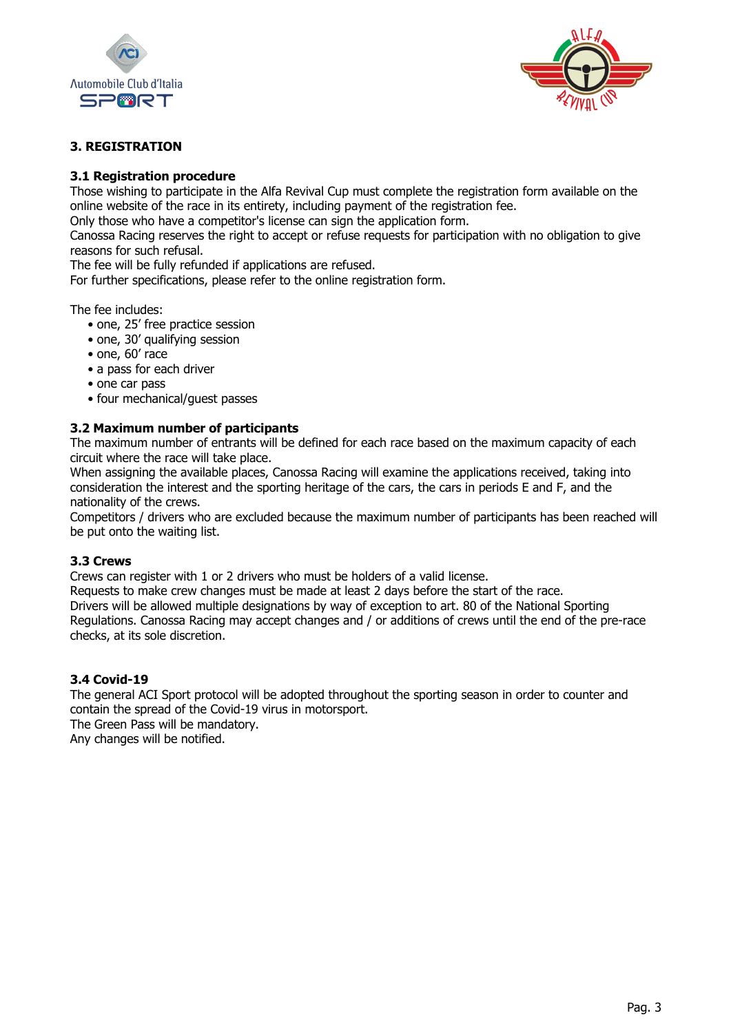## 3. REGISTRATION

### 3.1 Registration procedure

Those wishing to participate in the Alfa Revival Cup must complete the registration form available on the online website of the race in its entirety, including payment of the registration fee.
Only those who have a competitor's license can sign the application form.
Canossa Racing reserves the right to accept or refuse requests for participation with no obligation to give reasons for such refusal.
The fee will be fully refunded if applications are refused.
For further specifications, please refer to the online registration form.

The fee includes:

- one, 25' free practice session
- one, 30' qualifying session
- one, 60' race
- a pass for each driver
- one car pass
- four mechanical/guest passes

### 3.2 Maximum number of participants

The maximum number of entrants will be defined for each race based on the maximum capacity of each circuit where the race will take place.
When assigning the available places, Canossa Racing will examine the applications received, taking into consideration the interest and the sporting heritage of the cars, the cars in periods E and F, and the nationality of the crews.
Competitors / drivers who are excluded because the maximum number of participants has been reached will be put onto the waiting list.

### 3.3 Crews

Crews can register with 1 or 2 drivers who must be holders of a valid license.
Requests to make crew changes must be made at least 2 days before the start of the race.
Drivers will be allowed multiple designations by way of exception to art. 80 of the National Sporting Regulations. Canossa Racing may accept changes and / or additions of crews until the end of the pre-race checks, at its sole discretion.

### 3.4 Covid-19

The general ACI Sport protocol will be adopted throughout the sporting season in order to counter and contain the spread of the Covid-19 virus in motorsport.
The Green Pass will be mandatory.
Any changes will be notified.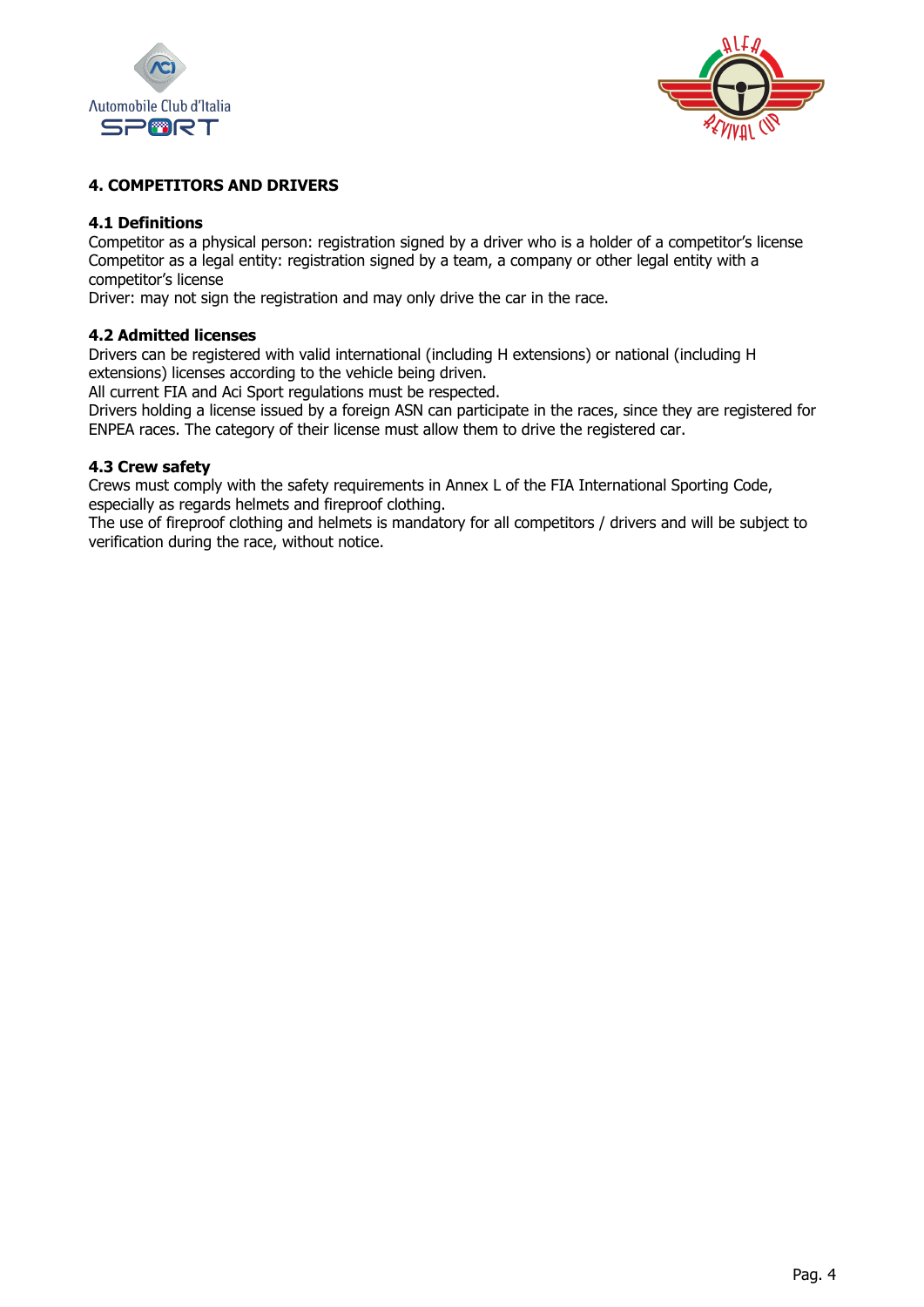## 4. COMPETITORS AND DRIVERS

### 4.1 Definitions

Competitor as a physical person: registration signed by a driver who is a holder of a competitor's license
Competitor as a legal entity: registration signed by a team, a company or other legal entity with a competitor's license
Driver: may not sign the registration and may only drive the car in the race.

### 4.2 Admitted licenses

Drivers can be registered with valid international (including H extensions) or national (including H extensions) licenses according to the vehicle being driven.
All current FIA and Aci Sport regulations must be respected.
Drivers holding a license issued by a foreign ASN can participate in the races, since they are registered for ENPEA races. The category of their license must allow them to drive the registered car.

### 4.3 Crew safety

Crews must comply with the safety requirements in Annex L of the FIA International Sporting Code, especially as regards helmets and fireproof clothing.
The use of fireproof clothing and helmets is mandatory for all competitors / drivers and will be subject to verification during the race, without notice.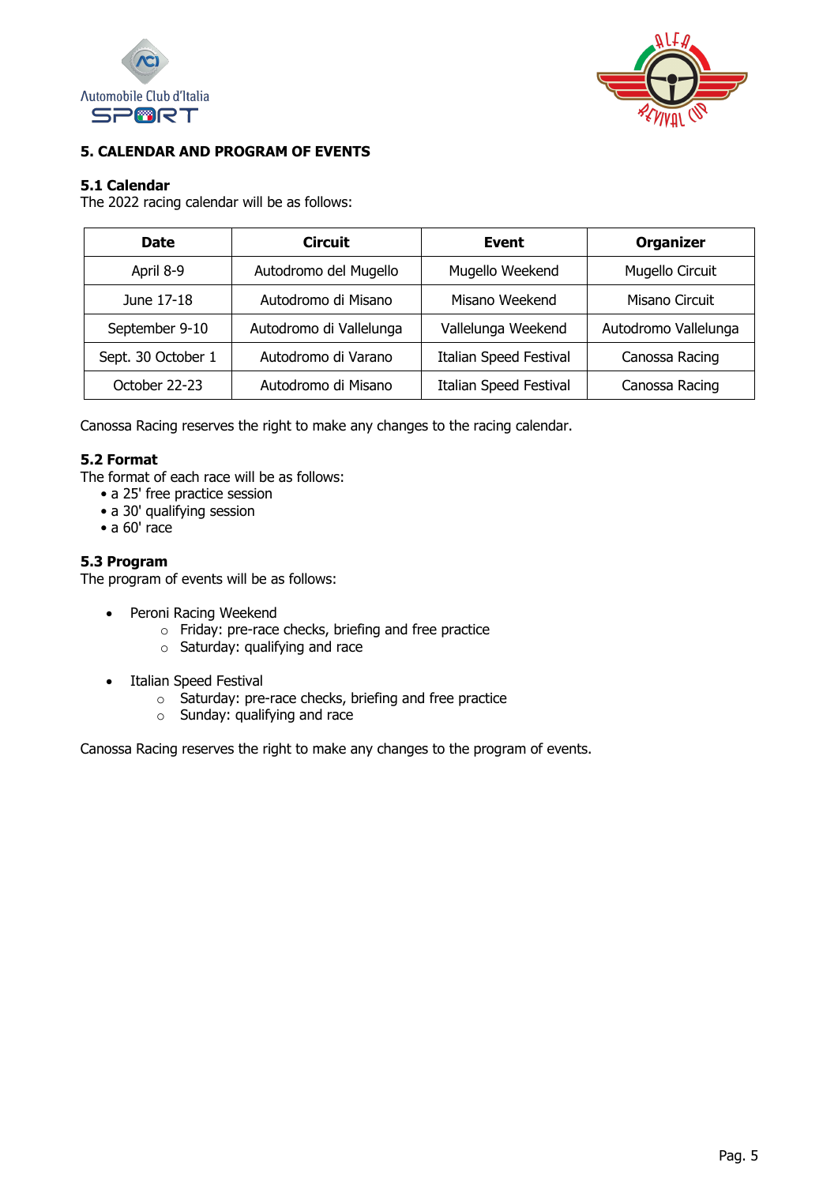## 5. CALENDAR AND PROGRAM OF EVENTS

### 5.1 Calendar

The 2022 racing calendar will be as follows:

| Date | Circuit | Event | Organizer |
|---|---|---|---|
| April 8-9 | Autodromo del Mugello | Mugello Weekend | Mugello Circuit |
| June 17-18 | Autodromo di Misano | Misano Weekend | Misano Circuit |
| September 9-10 | Autodromo di Vallelunga | Vallelunga Weekend | Autodromo Vallelunga |
| Sept. 30 October 1 | Autodromo di Varano | Italian Speed Festival | Canossa Racing |
| October 22-23 | Autodromo di Misano | Italian Speed Festival | Canossa Racing |

Canossa Racing reserves the right to make any changes to the racing calendar.

### 5.2 Format

The format of each race will be as follows:

- a 25' free practice session
- a 30' qualifying session
- a 60' race

### 5.3 Program

The program of events will be as follows:

- Peroni Racing Weekend
  - Friday: pre-race checks, briefing and free practice
  - Saturday: qualifying and race
- Italian Speed Festival
  - Saturday: pre-race checks, briefing and free practice
  - Sunday: qualifying and race

Canossa Racing reserves the right to make any changes to the program of events.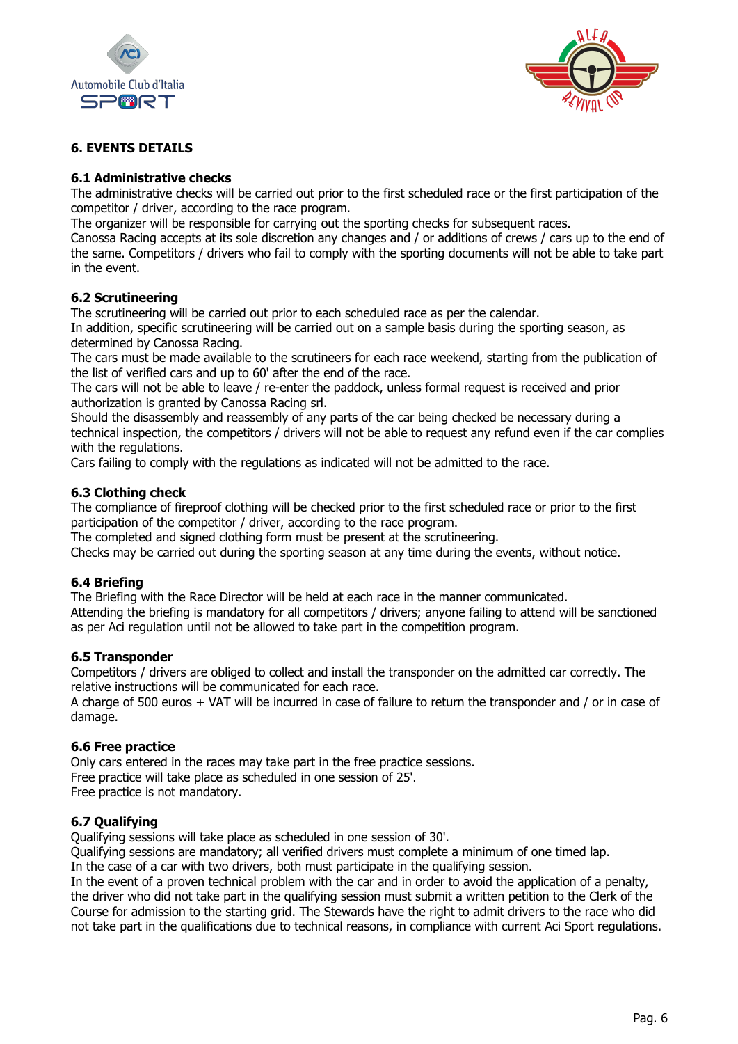## 6. EVENTS DETAILS

### 6.1 Administrative checks

The administrative checks will be carried out prior to the first scheduled race or the first participation of the competitor / driver, according to the race program.
The organizer will be responsible for carrying out the sporting checks for subsequent races.
Canossa Racing accepts at its sole discretion any changes and / or additions of crews / cars up to the end of the same. Competitors / drivers who fail to comply with the sporting documents will not be able to take part in the event.

### 6.2 Scrutineering

The scrutineering will be carried out prior to each scheduled race as per the calendar.
In addition, specific scrutineering will be carried out on a sample basis during the sporting season, as determined by Canossa Racing.
The cars must be made available to the scrutineers for each race weekend, starting from the publication of the list of verified cars and up to 60' after the end of the race.
The cars will not be able to leave / re-enter the paddock, unless formal request is received and prior authorization is granted by Canossa Racing srl.
Should the disassembly and reassembly of any parts of the car being checked be necessary during a technical inspection, the competitors / drivers will not be able to request any refund even if the car complies with the regulations.
Cars failing to comply with the regulations as indicated will not be admitted to the race.

### 6.3 Clothing check

The compliance of fireproof clothing will be checked prior to the first scheduled race or prior to the first participation of the competitor / driver, according to the race program.
The completed and signed clothing form must be present at the scrutineering.
Checks may be carried out during the sporting season at any time during the events, without notice.

### 6.4 Briefing

The Briefing with the Race Director will be held at each race in the manner communicated.
Attending the briefing is mandatory for all competitors / drivers; anyone failing to attend will be sanctioned as per Aci regulation until not be allowed to take part in the competition program.

### 6.5 Transponder

Competitors / drivers are obliged to collect and install the transponder on the admitted car correctly. The relative instructions will be communicated for each race.
A charge of 500 euros + VAT will be incurred in case of failure to return the transponder and / or in case of damage.

### 6.6 Free practice

Only cars entered in the races may take part in the free practice sessions.
Free practice will take place as scheduled in one session of 25'.
Free practice is not mandatory.

### 6.7 Qualifying

Qualifying sessions will take place as scheduled in one session of 30'.
Qualifying sessions are mandatory; all verified drivers must complete a minimum of one timed lap.
In the case of a car with two drivers, both must participate in the qualifying session.
In the event of a proven technical problem with the car and in order to avoid the application of a penalty, the driver who did not take part in the qualifying session must submit a written petition to the Clerk of the Course for admission to the starting grid. The Stewards have the right to admit drivers to the race who did not take part in the qualifications due to technical reasons, in compliance with current Aci Sport regulations.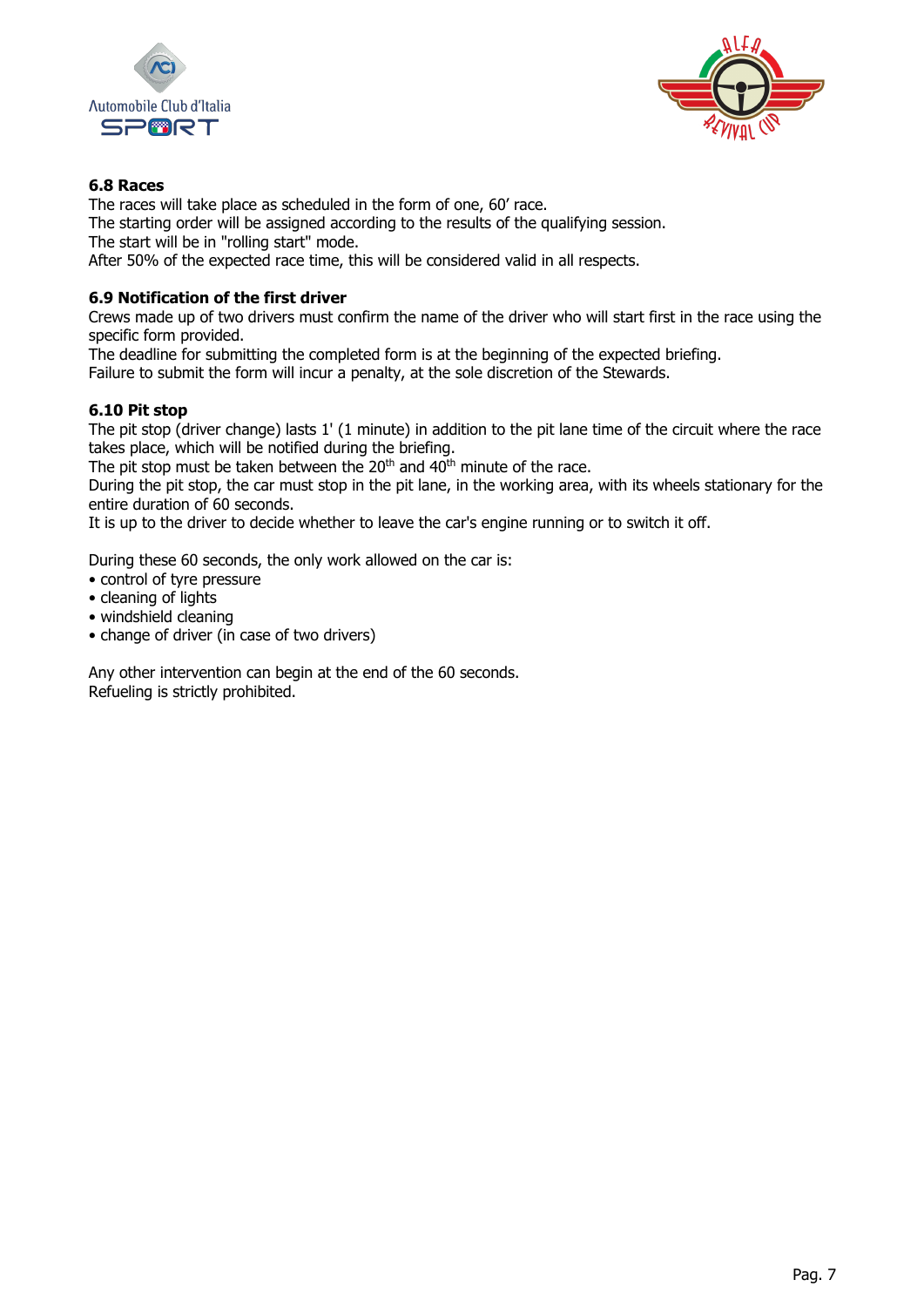### 6.8 Races

The races will take place as scheduled in the form of one, 60' race.
The starting order will be assigned according to the results of the qualifying session.
The start will be in "rolling start" mode.
After 50% of the expected race time, this will be considered valid in all respects.

### 6.9 Notification of the first driver

Crews made up of two drivers must confirm the name of the driver who will start first in the race using the specific form provided.
The deadline for submitting the completed form is at the beginning of the expected briefing.
Failure to submit the form will incur a penalty, at the sole discretion of the Stewards.

### 6.10 Pit stop

The pit stop (driver change) lasts 1' (1 minute) in addition to the pit lane time of the circuit where the race takes place, which will be notified during the briefing.
The pit stop must be taken between the 20th and 40th minute of the race.
During the pit stop, the car must stop in the pit lane, in the working area, with its wheels stationary for the entire duration of 60 seconds.
It is up to the driver to decide whether to leave the car's engine running or to switch it off.

During these 60 seconds, the only work allowed on the car is:

- control of tyre pressure
- cleaning of lights
- windshield cleaning
- change of driver (in case of two drivers)

Any other intervention can begin at the end of the 60 seconds.
Refueling is strictly prohibited.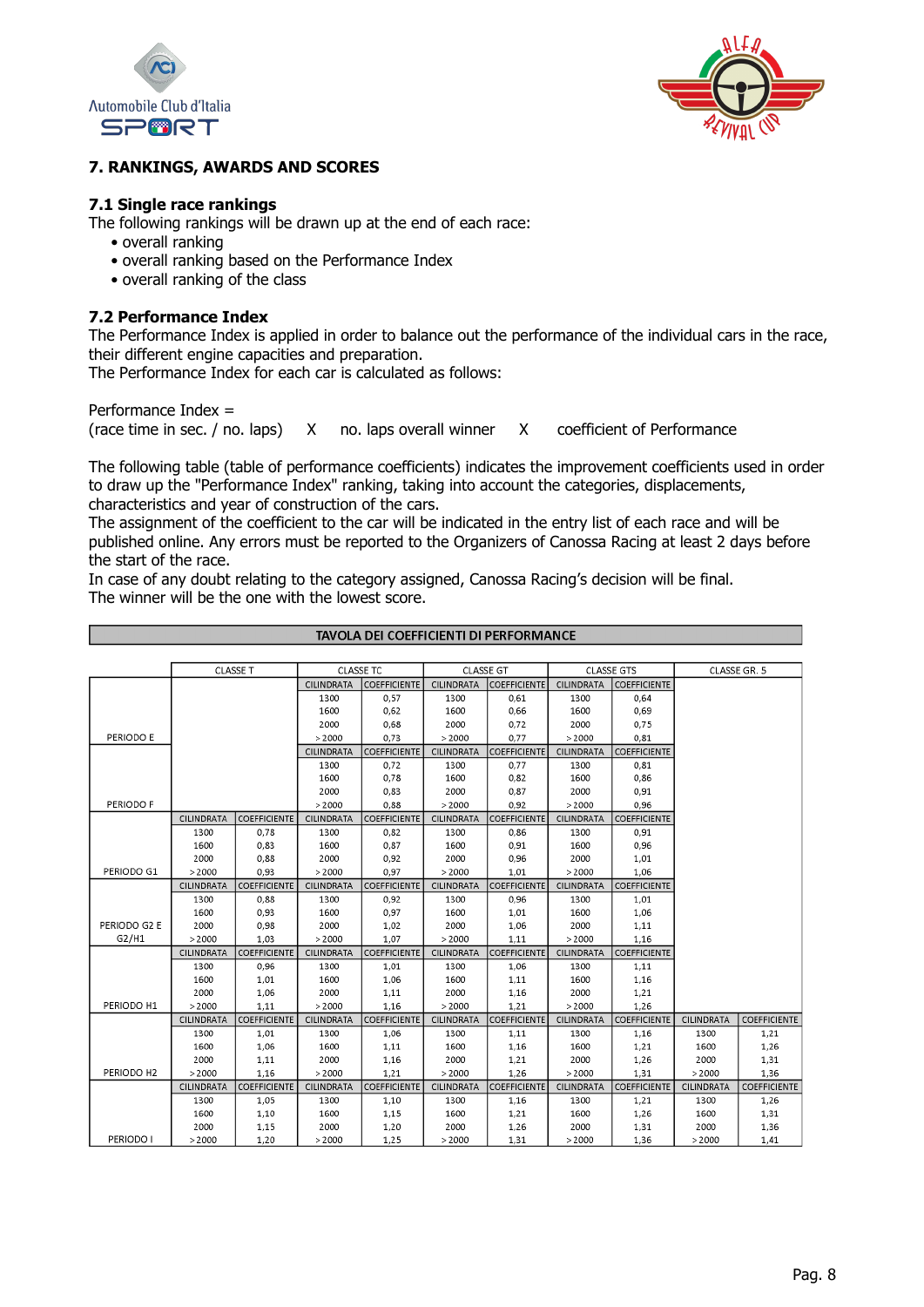## 7. RANKINGS, AWARDS AND SCORES

### 7.1 Single race rankings

The following rankings will be drawn up at the end of each race:

- overall ranking
- overall ranking based on the Performance Index
- overall ranking of the class

### 7.2 Performance Index

The Performance Index is applied in order to balance out the performance of the individual cars in the race, their different engine capacities and preparation.
The Performance Index for each car is calculated as follows:

Performance Index =
(race time in sec. / no. laps) X no. laps overall winner X coefficient of Performance

The following table (table of performance coefficients) indicates the improvement coefficients used in order to draw up the "Performance Index" ranking, taking into account the categories, displacements, characteristics and year of construction of the cars.
The assignment of the coefficient to the car will be indicated in the entry list of each race and will be published online. Any errors must be reported to the Organizers of Canossa Racing at least 2 days before the start of the race.
In case of any doubt relating to the category assigned, Canossa Racing's decision will be final.
The winner will be the one with the lowest score.

**TAVOLA DEI COEFFICIENTI DI PERFORMANCE**

| | CLASSE T | | CLASSE TC | | CLASSE GT | | CLASSE GTS | | CLASSE GR. 5 | |
|---|---|---|---|---|---|---|---|---|---|---|
| | | | CILINDRATA | COEFFICIENTE | CILINDRATA | COEFFICIENTE | CILINDRATA | COEFFICIENTE | | |
| | | | 1300 | 0,57 | 1300 | 0,61 | 1300 | 0,64 | | |
| | | | 1600 | 0,62 | 1600 | 0,66 | 1600 | 0,69 | | |
| | | | 2000 | 0,68 | 2000 | 0,72 | 2000 | 0,75 | | |
| PERIODO E | | | > 2000 | 0,73 | > 2000 | 0,77 | > 2000 | 0,81 | | |
| | | | CILINDRATA | COEFFICIENTE | CILINDRATA | COEFFICIENTE | CILINDRATA | COEFFICIENTE | | |
| | | | 1300 | 0,72 | 1300 | 0,77 | 1300 | 0,81 | | |
| | | | 1600 | 0,78 | 1600 | 0,82 | 1600 | 0,86 | | |
| | | | 2000 | 0,83 | 2000 | 0,87 | 2000 | 0,91 | | |
| PERIODO F | | | > 2000 | 0,88 | > 2000 | 0,92 | > 2000 | 0,96 | | |
| | CILINDRATA | COEFFICIENTE | CILINDRATA | COEFFICIENTE | CILINDRATA | COEFFICIENTE | CILINDRATA | COEFFICIENTE | | |
| | 1300 | 0,78 | 1300 | 0,82 | 1300 | 0,86 | 1300 | 0,91 | | |
| | 1600 | 0,83 | 1600 | 0,87 | 1600 | 0,91 | 1600 | 0,96 | | |
| | 2000 | 0,88 | 2000 | 0,92 | 2000 | 0,96 | 2000 | 1,01 | | |
| PERIODO G1 | > 2000 | 0,93 | > 2000 | 0,97 | > 2000 | 1,01 | > 2000 | 1,06 | | |
| | CILINDRATA | COEFFICIENTE | CILINDRATA | COEFFICIENTE | CILINDRATA | COEFFICIENTE | CILINDRATA | COEFFICIENTE | | |
| | 1300 | 0,88 | 1300 | 0,92 | 1300 | 0,96 | 1300 | 1,01 | | |
| | 1600 | 0,93 | 1600 | 0,97 | 1600 | 1,01 | 1600 | 1,06 | | |
| PERIODO G2 E | 2000 | 0,98 | 2000 | 1,02 | 2000 | 1,06 | 2000 | 1,11 | | |
| G2/H1 | > 2000 | 1,03 | > 2000 | 1,07 | > 2000 | 1,11 | > 2000 | 1,16 | | |
| | CILINDRATA | COEFFICIENTE | CILINDRATA | COEFFICIENTE | CILINDRATA | COEFFICIENTE | CILINDRATA | COEFFICIENTE | | |
| | 1300 | 0,96 | 1300 | 1,01 | 1300 | 1,06 | 1300 | 1,11 | | |
| | 1600 | 1,01 | 1600 | 1,06 | 1600 | 1,11 | 1600 | 1,16 | | |
| | 2000 | 1,06 | 2000 | 1,11 | 2000 | 1,16 | 2000 | 1,21 | | |
| PERIODO H1 | > 2000 | 1,11 | > 2000 | 1,16 | > 2000 | 1,21 | > 2000 | 1,26 | | |
| | CILINDRATA | COEFFICIENTE | CILINDRATA | COEFFICIENTE | CILINDRATA | COEFFICIENTE | CILINDRATA | COEFFICIENTE | CILINDRATA | COEFFICIENTE |
| | 1300 | 1,01 | 1300 | 1,06 | 1300 | 1,11 | 1300 | 1,16 | 1300 | 1,21 |
| | 1600 | 1,06 | 1600 | 1,11 | 1600 | 1,16 | 1600 | 1,21 | 1600 | 1,26 |
| | 2000 | 1,11 | 2000 | 1,16 | 2000 | 1,21 | 2000 | 1,26 | 2000 | 1,31 |
| PERIODO H2 | > 2000 | 1,16 | > 2000 | 1,21 | > 2000 | 1,26 | > 2000 | 1,31 | > 2000 | 1,36 |
| | CILINDRATA | COEFFICIENTE | CILINDRATA | COEFFICIENTE | CILINDRATA | COEFFICIENTE | CILINDRATA | COEFFICIENTE | CILINDRATA | COEFFICIENTE |
| | 1300 | 1,05 | 1300 | 1,10 | 1300 | 1,16 | 1300 | 1,21 | 1300 | 1,26 |
| | 1600 | 1,10 | 1600 | 1,15 | 1600 | 1,21 | 1600 | 1,26 | 1600 | 1,31 |
| | 2000 | 1,15 | 2000 | 1,20 | 2000 | 1,26 | 2000 | 1,31 | 2000 | 1,36 |
| PERIODO I | > 2000 | 1,20 | > 2000 | 1,25 | > 2000 | 1,31 | > 2000 | 1,36 | > 2000 | 1,41 |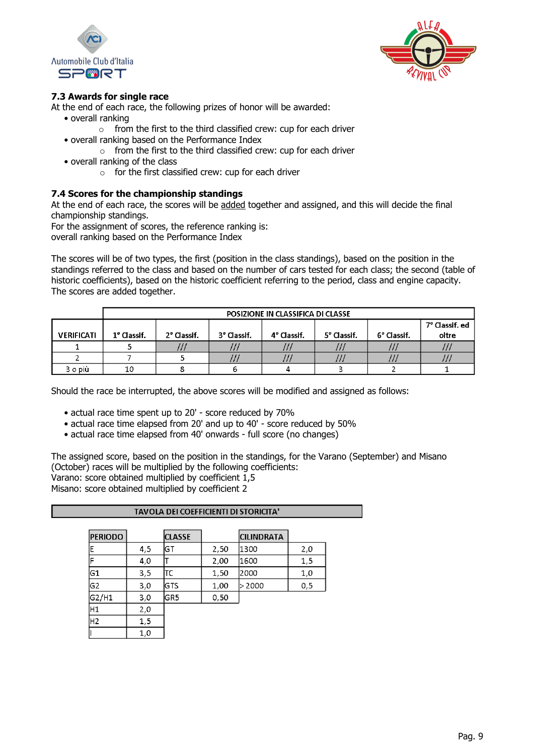### 7.3 Awards for single race

At the end of each race, the following prizes of honor will be awarded:

- overall ranking
    - from the first to the third classified crew: cup for each driver
- overall ranking based on the Performance Index
    - from the first to the third classified crew: cup for each driver
- overall ranking of the class
    - for the first classified crew: cup for each driver

### 7.4 Scores for the championship standings

At the end of each race, the scores will be <u>added</u> together and assigned, and this will decide the final championship standings.
For the assignment of scores, the reference ranking is:
overall ranking based on the Performance Index

The scores will be of two types, the first (position in the class standings), based on the position in the standings referred to the class and based on the number of cars tested for each class; the second (table of historic coefficients), based on the historic coefficient referring to the period, class and engine capacity.
The scores are added together.

| | POSIZIONE IN CLASSIFICA DI CLASSE | | | | | | |
|---|---|---|---|---|---|---|---|
| VERIFICATI | 1° Classif. | 2° Classif. | 3° Classif. | 4° Classif. | 5° Classif. | 6° Classif. | 7° Classif. ed oltre |
| 1 | 5 | /// | /// | /// | /// | /// | /// |
| 2 | 7 | 5 | /// | /// | /// | /// | /// |
| 3 o più | 10 | 8 | 6 | 4 | 3 | 2 | 1 |

Should the race be interrupted, the above scores will be modified and assigned as follows:

- actual race time spent up to 20' - score reduced by 70%
- actual race time elapsed from 20' and up to 40' - score reduced by 50%
- actual race time elapsed from 40' onwards - full score (no changes)

The assigned score, based on the position in the standings, for the Varano (September) and Misano (October) races will be multiplied by the following coefficients:
Varano: score obtained multiplied by coefficient 1,5
Misano: score obtained multiplied by coefficient 2

**TAVOLA DEI COEFFICIENTI DI STORICITA'**

| PERIODO | | CLASSE | | CILINDRATA | |
|---|---|---|---|---|---|
| E | 4,5 | GT | 2,50 | 1300 | 2,0 |
| F | 4,0 | T | 2,00 | 1600 | 1,5 |
| G1 | 3,5 | TC | 1,50 | 2000 | 1,0 |
| G2 | 3,0 | GTS | 1,00 | > 2000 | 0,5 |
| G2/H1 | 3,0 | GR5 | 0,50 | | |
| H1 | 2,0 | | | | |
| H2 | 1,5 | | | | |
| I | 1,0 | | | | |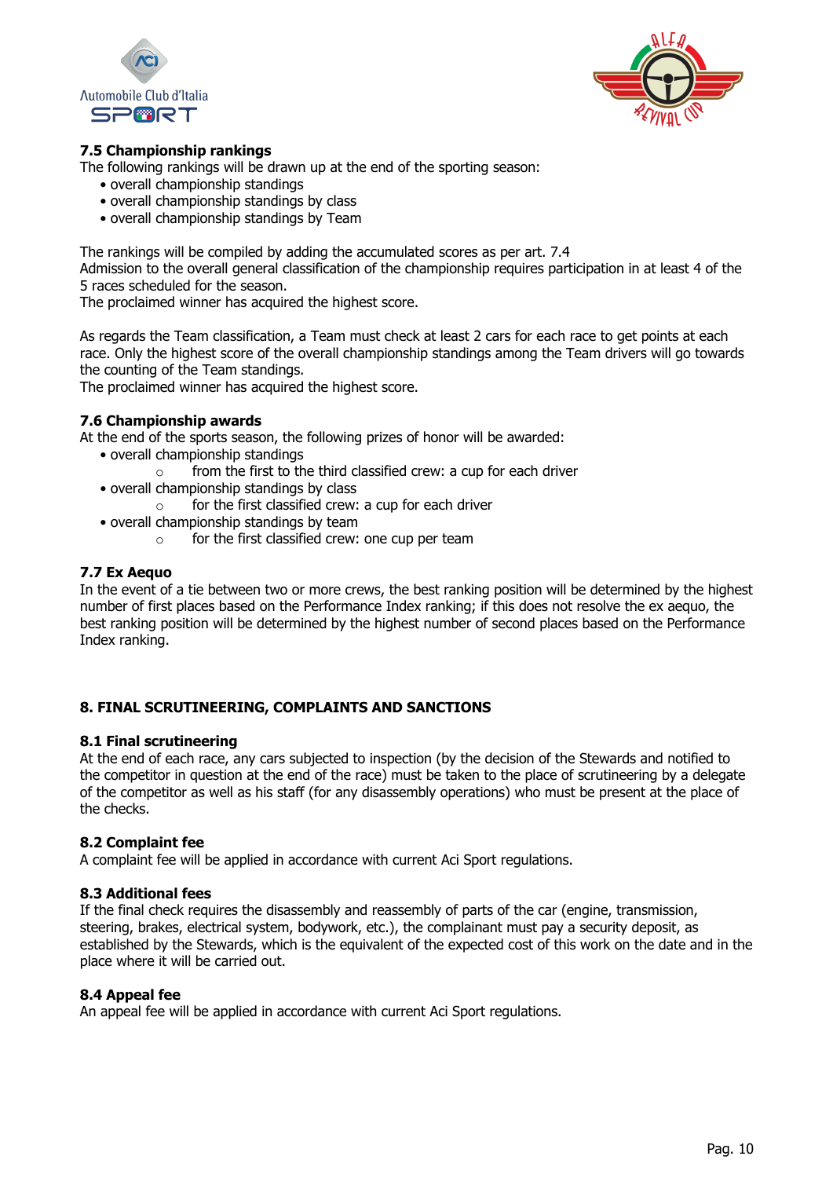### 7.5 Championship rankings

The following rankings will be drawn up at the end of the sporting season:

- overall championship standings
- overall championship standings by class
- overall championship standings by Team

The rankings will be compiled by adding the accumulated scores as per art. 7.4
Admission to the overall general classification of the championship requires participation in at least 4 of the 5 races scheduled for the season.
The proclaimed winner has acquired the highest score.

As regards the Team classification, a Team must check at least 2 cars for each race to get points at each race. Only the highest score of the overall championship standings among the Team drivers will go towards the counting of the Team standings.
The proclaimed winner has acquired the highest score.

### 7.6 Championship awards

At the end of the sports season, the following prizes of honor will be awarded:

- overall championship standings
  - from the first to the third classified crew: a cup for each driver
- overall championship standings by class
  - for the first classified crew: a cup for each driver
- overall championship standings by team
  - for the first classified crew: one cup per team

### 7.7 Ex Aequo

In the event of a tie between two or more crews, the best ranking position will be determined by the highest number of first places based on the Performance Index ranking; if this does not resolve the ex aequo, the best ranking position will be determined by the highest number of second places based on the Performance Index ranking.

## 8. FINAL SCRUTINEERING, COMPLAINTS AND SANCTIONS

### 8.1 Final scrutineering

At the end of each race, any cars subjected to inspection (by the decision of the Stewards and notified to the competitor in question at the end of the race) must be taken to the place of scrutineering by a delegate of the competitor as well as his staff (for any disassembly operations) who must be present at the place of the checks.

### 8.2 Complaint fee

A complaint fee will be applied in accordance with current Aci Sport regulations.

### 8.3 Additional fees

If the final check requires the disassembly and reassembly of parts of the car (engine, transmission, steering, brakes, electrical system, bodywork, etc.), the complainant must pay a security deposit, as established by the Stewards, which is the equivalent of the expected cost of this work on the date and in the place where it will be carried out.

### 8.4 Appeal fee

An appeal fee will be applied in accordance with current Aci Sport regulations.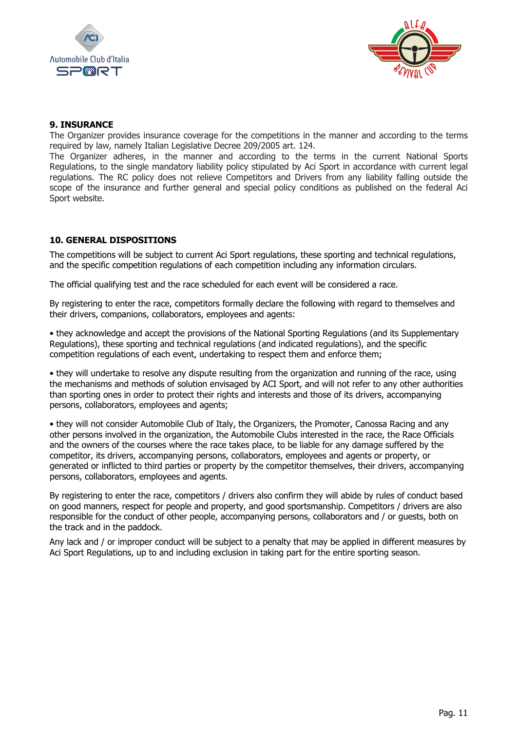## 9. INSURANCE

The Organizer provides insurance coverage for the competitions in the manner and according to the terms required by law, namely Italian Legislative Decree 209/2005 art. 124.
The Organizer adheres, in the manner and according to the terms in the current National Sports Regulations, to the single mandatory liability policy stipulated by Aci Sport in accordance with current legal regulations. The RC policy does not relieve Competitors and Drivers from any liability falling outside the scope of the insurance and further general and special policy conditions as published on the federal Aci Sport website.

## 10. GENERAL DISPOSITIONS

The competitions will be subject to current Aci Sport regulations, these sporting and technical regulations, and the specific competition regulations of each competition including any information circulars.

The official qualifying test and the race scheduled for each event will be considered a race.

By registering to enter the race, competitors formally declare the following with regard to themselves and their drivers, companions, collaborators, employees and agents:

- they acknowledge and accept the provisions of the National Sporting Regulations (and its Supplementary Regulations), these sporting and technical regulations (and indicated regulations), and the specific competition regulations of each event, undertaking to respect them and enforce them;

- they will undertake to resolve any dispute resulting from the organization and running of the race, using the mechanisms and methods of solution envisaged by ACI Sport, and will not refer to any other authorities than sporting ones in order to protect their rights and interests and those of its drivers, accompanying persons, collaborators, employees and agents;

- they will not consider Automobile Club of Italy, the Organizers, the Promoter, Canossa Racing and any other persons involved in the organization, the Automobile Clubs interested in the race, the Race Officials and the owners of the courses where the race takes place, to be liable for any damage suffered by the competitor, its drivers, accompanying persons, collaborators, employees and agents or property, or generated or inflicted to third parties or property by the competitor themselves, their drivers, accompanying persons, collaborators, employees and agents.

By registering to enter the race, competitors / drivers also confirm they will abide by rules of conduct based on good manners, respect for people and property, and good sportsmanship. Competitors / drivers are also responsible for the conduct of other people, accompanying persons, collaborators and / or guests, both on the track and in the paddock.

Any lack and / or improper conduct will be subject to a penalty that may be applied in different measures by Aci Sport Regulations, up to and including exclusion in taking part for the entire sporting season.